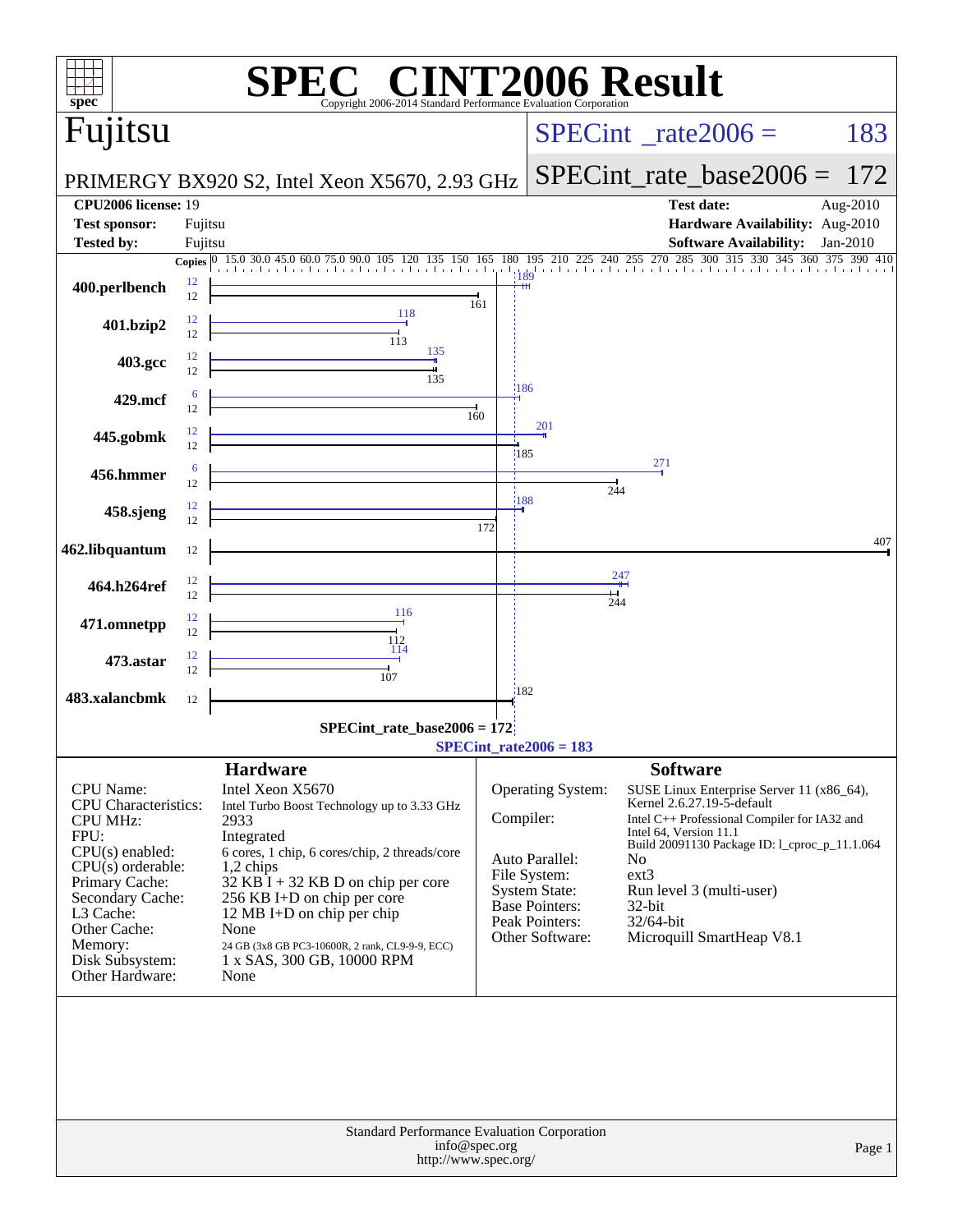# SPEC CINT2006 Result

Copyright 2006-2014 Standard Performance Evaluation Corporation

## Fujitsu

PRIMERGY BX920 S2, Intel Xeon X5670, 2.93 GHz

SPECint_rate2006 = 183

SPECint_rate_base2006 = 172

| | | | |
|---|---|---|---|
| **CPU2006 license:** | 19 | **Test date:** | Aug-2010 |
| **Test sponsor:** | Fujitsu | **Hardware Availability:** | Aug-2010 |
| **Tested by:** | Fujitsu | **Software Availability:** | Jan-2010 |

| Benchmark | Copies (peak) | Peak | Copies (base) | Base |
|---|---|---|---|---|
| 400.perlbench | 12 | 189 | 12 | 161 |
| 401.bzip2 | 12 | 118 | 12 | 113 |
| 403.gcc | 12 | 135 | 12 | 135 |
| 429.mcf | 6 | 186 | 12 | 160 |
| 445.gobmk | 12 | 201 | 12 | 185 |
| 456.hmmer | 6 | 271 | 12 | 244 |
| 458.sjeng | 12 | 188 | 12 | 172 |
| 462.libquantum | | | 12 | 407 |
| 464.h264ref | 12 | 247 | 12 | 244 |
| 471.omnetpp | 12 | 116 | 12 | 112 |
| 473.astar | 12 | 114 | 12 | 107 |
| 483.xalancbmk | | | 12 | 182 |

SPECint_rate_base2006 = 172

SPECint_rate2006 = 183

## Hardware

| | |
|---|---|
| CPU Name: | Intel Xeon X5670 |
| CPU Characteristics: | Intel Turbo Boost Technology up to 3.33 GHz |
| CPU MHz: | 2933 |
| FPU: | Integrated |
| CPU(s) enabled: | 6 cores, 1 chip, 6 cores/chip, 2 threads/core |
| CPU(s) orderable: | 1,2 chips |
| Primary Cache: | 32 KB I + 32 KB D on chip per core |
| Secondary Cache: | 256 KB I+D on chip per core |
| L3 Cache: | 12 MB I+D on chip per chip |
| Other Cache: | None |
| Memory: | 24 GB (3x8 GB PC3-10600R, 2 rank, CL9-9-9, ECC) |
| Disk Subsystem: | 1 x SAS, 300 GB, 10000 RPM |
| Other Hardware: | None |

## Software

| | |
|---|---|
| Operating System: | SUSE Linux Enterprise Server 11 (x86_64), Kernel 2.6.27.19-5-default |
| Compiler: | Intel C++ Professional Compiler for IA32 and Intel 64, Version 11.1 Build 20091130 Package ID: l_cproc_p_11.1.064 |
| Auto Parallel: | No |
| File System: | ext3 |
| System State: | Run level 3 (multi-user) |
| Base Pointers: | 32-bit |
| Peak Pointers: | 32/64-bit |
| Other Software: | Microquill SmartHeap V8.1 |

Standard Performance Evaluation Corporation
info@spec.org
http://www.spec.org/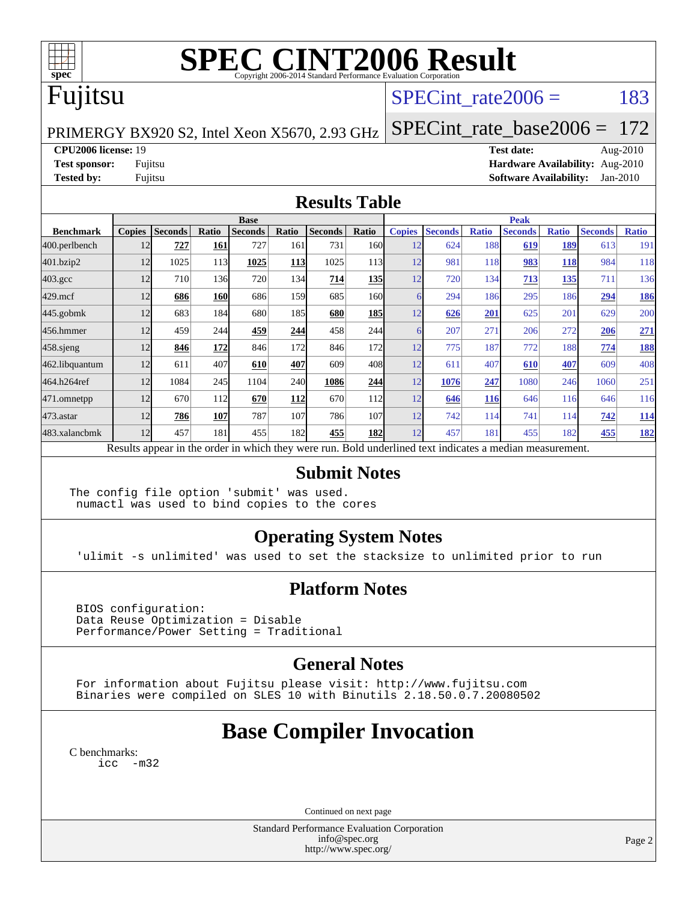# SPEC CINT2006 Result

Copyright 2006-2014 Standard Performance Evaluation Corporation

# Fujitsu

PRIMERGY BX920 S2, Intel Xeon X5670, 2.93 GHz

SPECint_rate2006 = 183

SPECint_rate_base2006 = 172

**CPU2006 license:** 19
**Test sponsor:** Fujitsu
**Tested by:** Fujitsu

**Test date:** Aug-2010
**Hardware Availability:** Aug-2010
**Software Availability:** Jan-2010

## Results Table

| Benchmark | Base | | | | | | | Peak | | | | | | |
|---|---|---|---|---|---|---|---|---|---|---|---|---|---|---|
| | Copies | Seconds | Ratio | Seconds | Ratio | Seconds | Ratio | Copies | Seconds | Ratio | Seconds | Ratio | Seconds | Ratio |
| 400.perlbench | 12 | **727** | **161** | 727 | 161 | 731 | 160 | 12 | 624 | 188 | **619** | **189** | 613 | 191 |
| 401.bzip2 | 12 | 1025 | 113 | **1025** | **113** | 1025 | 113 | 12 | 981 | 118 | **983** | **118** | 984 | 118 |
| 403.gcc | 12 | 710 | 136 | 720 | 134 | **714** | **135** | 12 | 720 | 134 | **713** | **135** | 711 | 136 |
| 429.mcf | 12 | **686** | **160** | 686 | 159 | 685 | 160 | 6 | 294 | 186 | 295 | 186 | **294** | **186** |
| 445.gobmk | 12 | 683 | 184 | 680 | 185 | **680** | **185** | 12 | **626** | **201** | 625 | 201 | 629 | 200 |
| 456.hmmer | 12 | 459 | 244 | **459** | **244** | 458 | 244 | 6 | 207 | 271 | 206 | 272 | **206** | **271** |
| 458.sjeng | 12 | **846** | **172** | 846 | 172 | 846 | 172 | 12 | 775 | 187 | 772 | 188 | **774** | **188** |
| 462.libquantum | 12 | 611 | 407 | **610** | **407** | 609 | 408 | 12 | 611 | 407 | **610** | **407** | 609 | 408 |
| 464.h264ref | 12 | 1084 | 245 | 1104 | 240 | **1086** | **244** | 12 | **1076** | **247** | 1080 | 246 | 1060 | 251 |
| 471.omnetpp | 12 | 670 | 112 | **670** | **112** | 670 | 112 | 12 | **646** | **116** | 646 | 116 | 646 | 116 |
| 473.astar | 12 | **786** | **107** | 787 | 107 | 786 | 107 | 12 | 742 | 114 | 741 | 114 | **742** | **114** |
| 483.xalancbmk | 12 | 457 | 181 | 455 | 182 | **455** | **182** | 12 | 457 | 181 | 455 | 182 | **455** | **182** |

Results appear in the order in which they were run. Bold underlined text indicates a median measurement.

## Submit Notes

```
The config file option 'submit' was used.
 numactl was used to bind copies to the cores
```

## Operating System Notes

```
'ulimit -s unlimited' was used to set the stacksize to unlimited prior to run
```

## Platform Notes

```
BIOS configuration:
Data Reuse Optimization = Disable
Performance/Power Setting = Traditional
```

## General Notes

```
For information about Fujitsu please visit: http://www.fujitsu.com
Binaries were compiled on SLES 10 with Binutils 2.18.50.0.7.20080502
```

# Base Compiler Invocation

C benchmarks:
```
icc  -m32
```

Continued on next page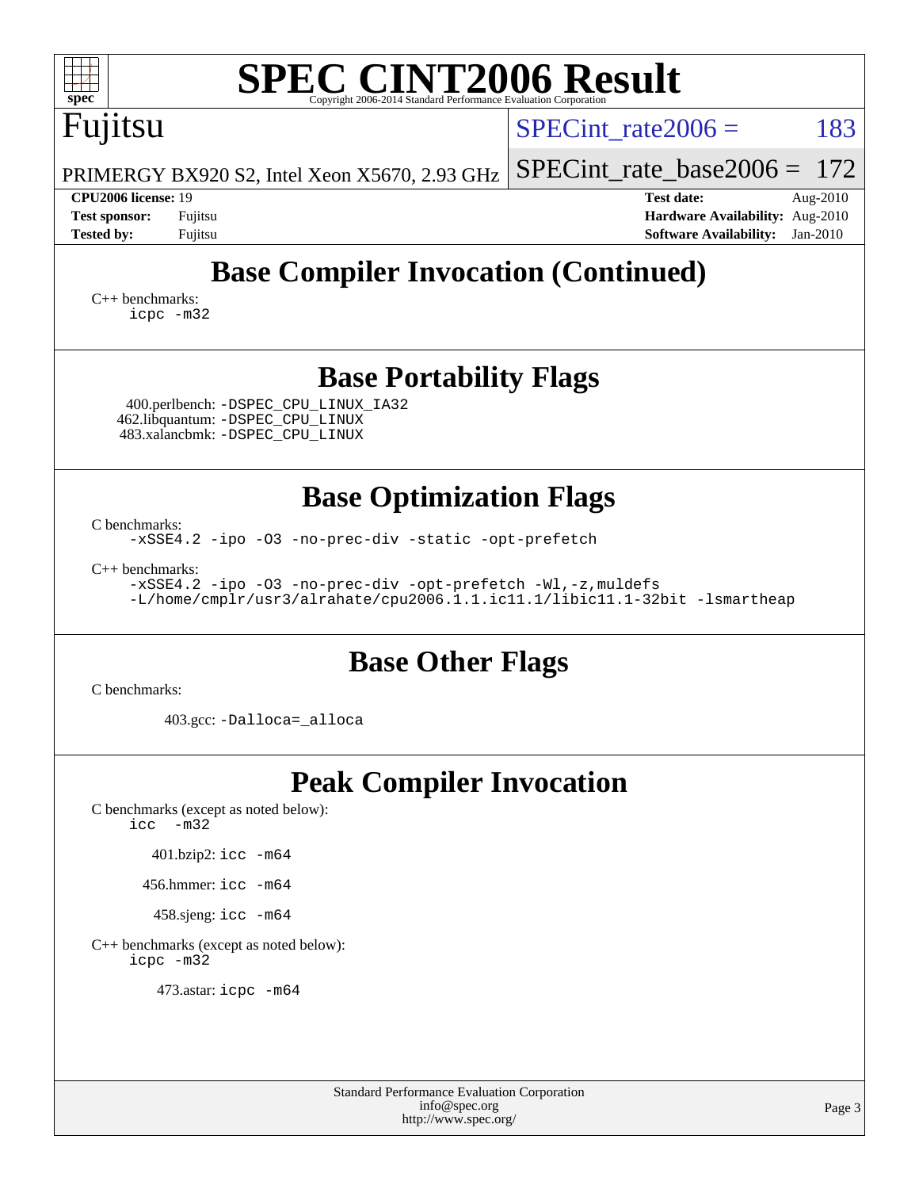## Base Compiler Invocation (Continued)

C++ benchmarks:
```
icpc -m32
```

## Base Portability Flags

400.perlbench: `-DSPEC_CPU_LINUX_IA32`
462.libquantum: `-DSPEC_CPU_LINUX`
483.xalancbmk: `-DSPEC_CPU_LINUX`

## Base Optimization Flags

C benchmarks:
```
-xSSE4.2 -ipo -O3 -no-prec-div -static -opt-prefetch
```

C++ benchmarks:
```
-xSSE4.2 -ipo -O3 -no-prec-div -opt-prefetch -Wl,-z,muldefs
-L/home/cmplr/usr3/alrahate/cpu2006.1.1.ic11.1/libic11.1-32bit -lsmartheap
```

## Base Other Flags

C benchmarks:

403.gcc: `-Dalloca=_alloca`

## Peak Compiler Invocation

C benchmarks (except as noted below):
```
icc  -m32
```

401.bzip2: `icc -m64`

456.hmmer: `icc -m64`

458.sjeng: `icc -m64`

C++ benchmarks (except as noted below):
```
icpc -m32
```

473.astar: `icpc -m64`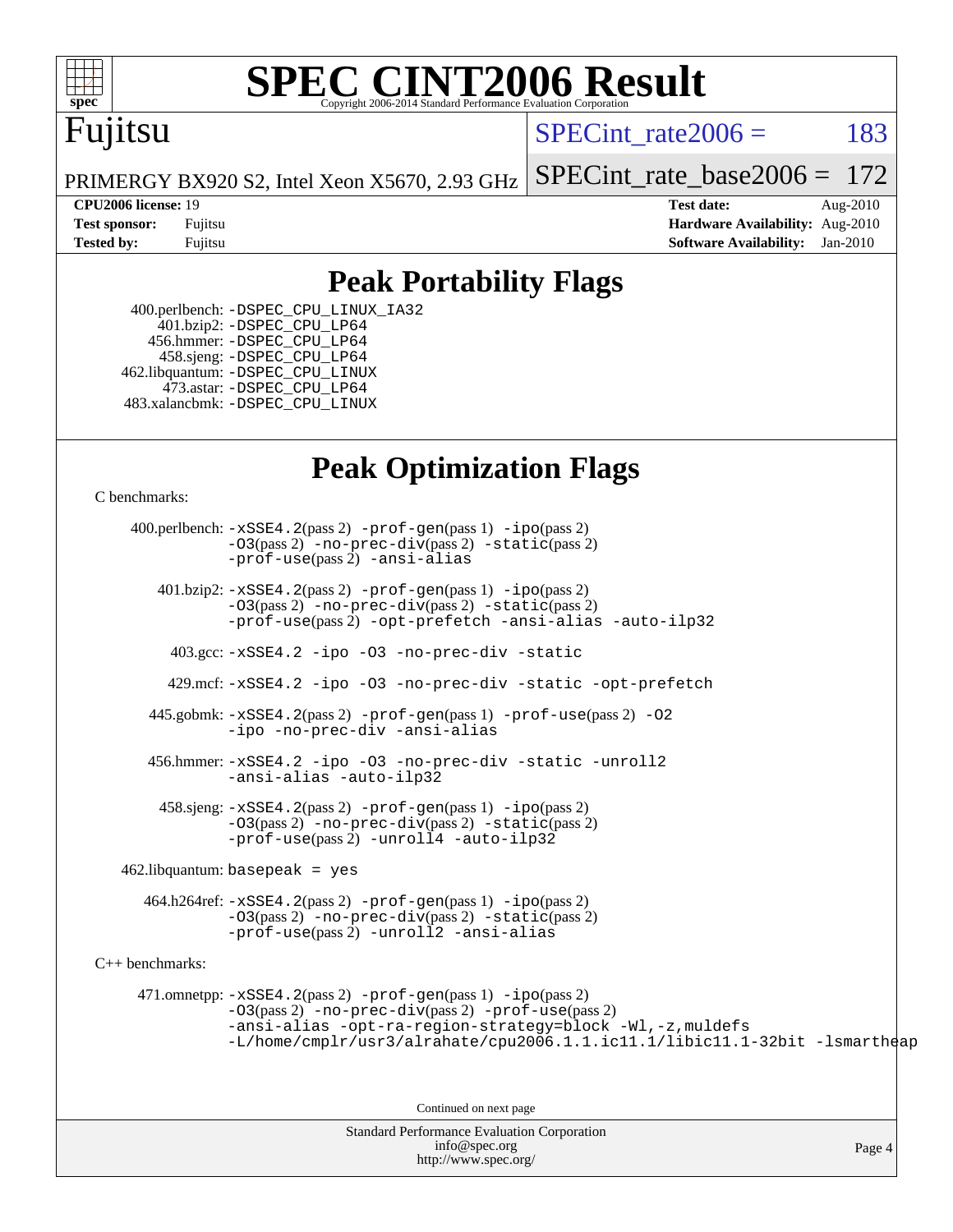# SPEC CINT2006 Result

Copyright 2006-2014 Standard Performance Evaluation Corporation

## Fujitsu

PRIMERGY BX920 S2, Intel Xeon X5670, 2.93 GHz

SPECint_rate2006 = 183

SPECint_rate_base2006 = 172

| **CPU2006 license:** 19 | **Test date:** Aug-2010 |
|---|---|
| **Test sponsor:** Fujitsu | **Hardware Availability:** Aug-2010 |
| **Tested by:** Fujitsu | **Software Availability:** Jan-2010 |

## Peak Portability Flags

400.perlbench: -DSPEC_CPU_LINUX_IA32
401.bzip2: -DSPEC_CPU_LP64
456.hmmer: -DSPEC_CPU_LP64
458.sjeng: -DSPEC_CPU_LP64
462.libquantum: -DSPEC_CPU_LINUX
473.astar: -DSPEC_CPU_LP64
483.xalancbmk: -DSPEC_CPU_LINUX

## Peak Optimization Flags

C benchmarks:

400.perlbench: -xSSE4.2(pass 2) -prof-gen(pass 1) -ipo(pass 2) -O3(pass 2) -no-prec-div(pass 2) -static(pass 2) -prof-use(pass 2) -ansi-alias

401.bzip2: -xSSE4.2(pass 2) -prof-gen(pass 1) -ipo(pass 2) -O3(pass 2) -no-prec-div(pass 2) -static(pass 2) -prof-use(pass 2) -opt-prefetch -ansi-alias -auto-ilp32

403.gcc: -xSSE4.2 -ipo -O3 -no-prec-div -static

429.mcf: -xSSE4.2 -ipo -O3 -no-prec-div -static -opt-prefetch

445.gobmk: -xSSE4.2(pass 2) -prof-gen(pass 1) -prof-use(pass 2) -O2 -ipo -no-prec-div -ansi-alias

456.hmmer: -xSSE4.2 -ipo -O3 -no-prec-div -static -unroll2 -ansi-alias -auto-ilp32

458.sjeng: -xSSE4.2(pass 2) -prof-gen(pass 1) -ipo(pass 2) -O3(pass 2) -no-prec-div(pass 2) -static(pass 2) -prof-use(pass 2) -unroll4 -auto-ilp32

462.libquantum: basepeak = yes

464.h264ref: -xSSE4.2(pass 2) -prof-gen(pass 1) -ipo(pass 2) -O3(pass 2) -no-prec-div(pass 2) -static(pass 2) -prof-use(pass 2) -unroll2 -ansi-alias

C++ benchmarks:

471.omnetpp: -xSSE4.2(pass 2) -prof-gen(pass 1) -ipo(pass 2) -O3(pass 2) -no-prec-div(pass 2) -prof-use(pass 2) -ansi-alias -opt-ra-region-strategy=block -Wl,-z,muldefs -L/home/cmplr/usr3/alrahate/cpu2006.1.1.ic11.1/libic11.1-32bit -lsmartheap

Continued on next page

Standard Performance Evaluation Corporation
info@spec.org
http://www.spec.org/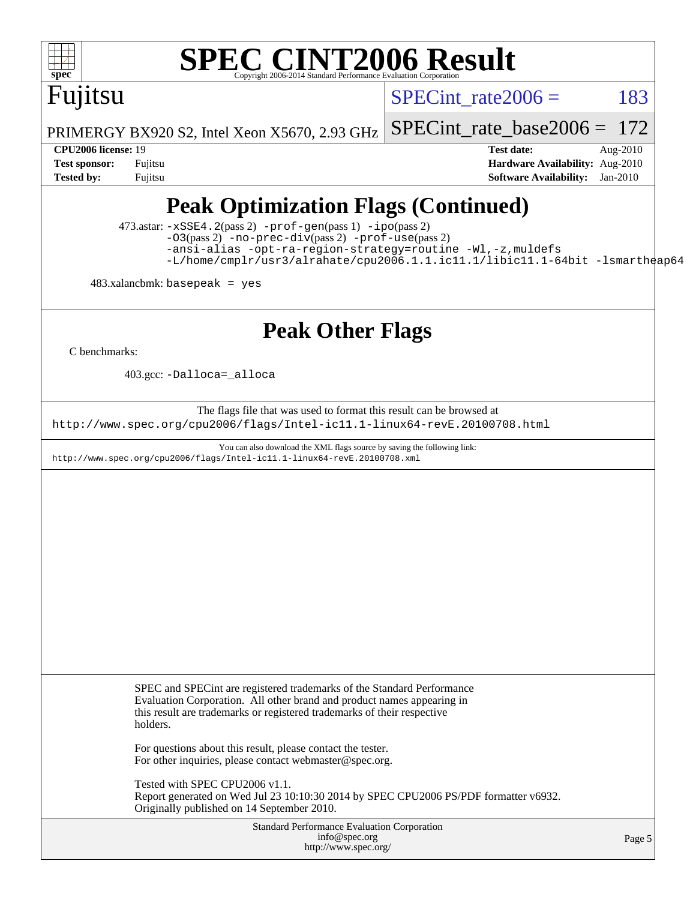# SPEC CINT2006 Result

Copyright 2006-2014 Standard Performance Evaluation Corporation

**Fujitsu**

PRIMERGY BX920 S2, Intel Xeon X5670, 2.93 GHz

SPECint_rate2006 = 183

SPECint_rate_base2006 = 172

| | | | |
|---|---|---|---|
| **CPU2006 license:** | 19 | **Test date:** | Aug-2010 |
| **Test sponsor:** | Fujitsu | **Hardware Availability:** | Aug-2010 |
| **Tested by:** | Fujitsu | **Software Availability:** | Jan-2010 |

## Peak Optimization Flags (Continued)

473.astar: `-xSSE4.2`(pass 2) `-prof-gen`(pass 1) `-ipo`(pass 2) `-O3`(pass 2) `-no-prec-div`(pass 2) `-prof-use`(pass 2) `-ansi-alias` `-opt-ra-region-strategy=routine` `-Wl,-z,muldefs` `-L/home/cmplr/usr3/alrahate/cpu2006.1.1.ic11.1/libic11.1-64bit` `-lsmartheap64`

483.xalancbmk: `basepeak = yes`

## Peak Other Flags

C benchmarks:

403.gcc: `-Dalloca=_alloca`

The flags file that was used to format this result can be browsed at
http://www.spec.org/cpu2006/flags/Intel-ic11.1-linux64-revE.20100708.html

You can also download the XML flags source by saving the following link:
http://www.spec.org/cpu2006/flags/Intel-ic11.1-linux64-revE.20100708.xml

SPEC and SPECint are registered trademarks of the Standard Performance Evaluation Corporation. All other brand and product names appearing in this result are trademarks or registered trademarks of their respective holders.

For questions about this result, please contact the tester.
For other inquiries, please contact webmaster@spec.org.

Tested with SPEC CPU2006 v1.1.
Report generated on Wed Jul 23 10:10:30 2014 by SPEC CPU2006 PS/PDF formatter v6932.
Originally published on 14 September 2010.

Standard Performance Evaluation Corporation
info@spec.org
http://www.spec.org/